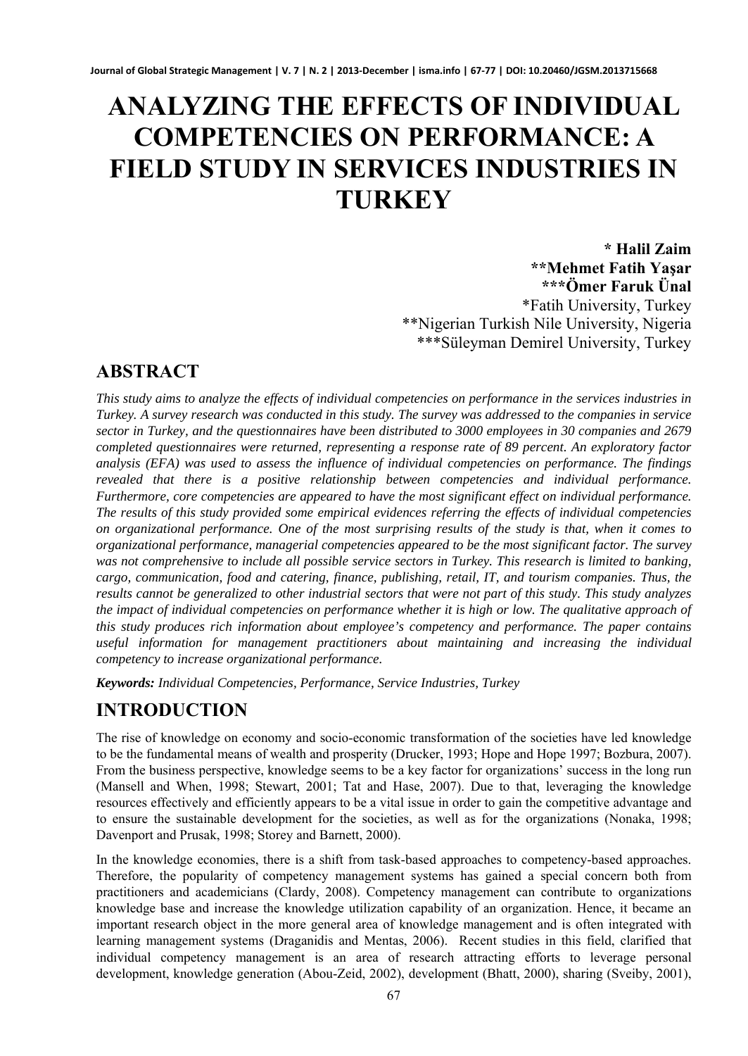# ANALYZING THE EFFECTS OF INDIVIDUAL COMPETENCIES ON PERFORMANCE: A FIELD STUDY IN SERVICES INDUSTRIES IN TURKEY

**\* Halil Zaim**
**\*\*Mehmet Fatih Yaşar**
**\*\*\*Ömer Faruk Ünal**

\*Fatih University, Turkey
\*\*Nigerian Turkish Nile University, Nigeria
\*\*\*Süleyman Demirel University, Turkey

## ABSTRACT

*This study aims to analyze the effects of individual competencies on performance in the services industries in Turkey. A survey research was conducted in this study. The survey was addressed to the companies in service sector in Turkey, and the questionnaires have been distributed to 3000 employees in 30 companies and 2679 completed questionnaires were returned, representing a response rate of 89 percent. An exploratory factor analysis (EFA) was used to assess the influence of individual competencies on performance. The findings revealed that there is a positive relationship between competencies and individual performance. Furthermore, core competencies are appeared to have the most significant effect on individual performance. The results of this study provided some empirical evidences referring the effects of individual competencies on organizational performance. One of the most surprising results of the study is that, when it comes to organizational performance, managerial competencies appeared to be the most significant factor. The survey was not comprehensive to include all possible service sectors in Turkey. This research is limited to banking, cargo, communication, food and catering, finance, publishing, retail, IT, and tourism companies. Thus, the results cannot be generalized to other industrial sectors that were not part of this study. This study analyzes the impact of individual competencies on performance whether it is high or low. The qualitative approach of this study produces rich information about employee's competency and performance. The paper contains useful information for management practitioners about maintaining and increasing the individual competency to increase organizational performance.*

***Keywords:*** *Individual Competencies, Performance, Service Industries, Turkey*

## INTRODUCTION

The rise of knowledge on economy and socio-economic transformation of the societies have led knowledge to be the fundamental means of wealth and prosperity (Drucker, 1993; Hope and Hope 1997; Bozbura, 2007). From the business perspective, knowledge seems to be a key factor for organizations' success in the long run (Mansell and When, 1998; Stewart, 2001; Tat and Hase, 2007). Due to that, leveraging the knowledge resources effectively and efficiently appears to be a vital issue in order to gain the competitive advantage and to ensure the sustainable development for the societies, as well as for the organizations (Nonaka, 1998; Davenport and Prusak, 1998; Storey and Barnett, 2000).

In the knowledge economies, there is a shift from task-based approaches to competency-based approaches. Therefore, the popularity of competency management systems has gained a special concern both from practitioners and academicians (Clardy, 2008). Competency management can contribute to organizations knowledge base and increase the knowledge utilization capability of an organization. Hence, it became an important research object in the more general area of knowledge management and is often integrated with learning management systems (Draganidis and Mentas, 2006). Recent studies in this field, clarified that individual competency management is an area of research attracting efforts to leverage personal development, knowledge generation (Abou-Zeid, 2002), development (Bhatt, 2000), sharing (Sveiby, 2001),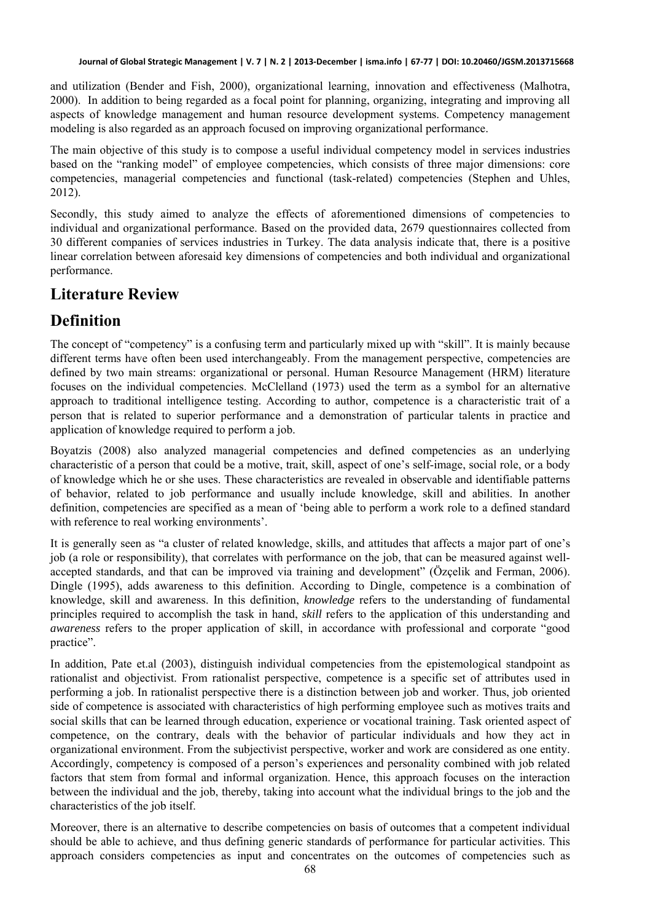and utilization (Bender and Fish, 2000), organizational learning, innovation and effectiveness (Malhotra, 2000). In addition to being regarded as a focal point for planning, organizing, integrating and improving all aspects of knowledge management and human resource development systems. Competency management modeling is also regarded as an approach focused on improving organizational performance.

The main objective of this study is to compose a useful individual competency model in services industries based on the "ranking model" of employee competencies, which consists of three major dimensions: core competencies, managerial competencies and functional (task-related) competencies (Stephen and Uhles, 2012).

Secondly, this study aimed to analyze the effects of aforementioned dimensions of competencies to individual and organizational performance. Based on the provided data, 2679 questionnaires collected from 30 different companies of services industries in Turkey. The data analysis indicate that, there is a positive linear correlation between aforesaid key dimensions of competencies and both individual and organizational performance.

# Literature Review

# Definition

The concept of "competency" is a confusing term and particularly mixed up with "skill". It is mainly because different terms have often been used interchangeably. From the management perspective, competencies are defined by two main streams: organizational or personal. Human Resource Management (HRM) literature focuses on the individual competencies. McClelland (1973) used the term as a symbol for an alternative approach to traditional intelligence testing. According to author, competence is a characteristic trait of a person that is related to superior performance and a demonstration of particular talents in practice and application of knowledge required to perform a job.

Boyatzis (2008) also analyzed managerial competencies and defined competencies as an underlying characteristic of a person that could be a motive, trait, skill, aspect of one's self-image, social role, or a body of knowledge which he or she uses. These characteristics are revealed in observable and identifiable patterns of behavior, related to job performance and usually include knowledge, skill and abilities. In another definition, competencies are specified as a mean of 'being able to perform a work role to a defined standard with reference to real working environments'.

It is generally seen as "a cluster of related knowledge, skills, and attitudes that affects a major part of one's job (a role or responsibility), that correlates with performance on the job, that can be measured against well-accepted standards, and that can be improved via training and development" (Özçelik and Ferman, 2006). Dingle (1995), adds awareness to this definition. According to Dingle, competence is a combination of knowledge, skill and awareness. In this definition, *knowledge* refers to the understanding of fundamental principles required to accomplish the task in hand, *skill* refers to the application of this understanding and *awareness* refers to the proper application of skill, in accordance with professional and corporate "good practice".

In addition, Pate et.al (2003), distinguish individual competencies from the epistemological standpoint as rationalist and objectivist. From rationalist perspective, competence is a specific set of attributes used in performing a job. In rationalist perspective there is a distinction between job and worker. Thus, job oriented side of competence is associated with characteristics of high performing employee such as motives traits and social skills that can be learned through education, experience or vocational training. Task oriented aspect of competence, on the contrary, deals with the behavior of particular individuals and how they act in organizational environment. From the subjectivist perspective, worker and work are considered as one entity. Accordingly, competency is composed of a person's experiences and personality combined with job related factors that stem from formal and informal organization. Hence, this approach focuses on the interaction between the individual and the job, thereby, taking into account what the individual brings to the job and the characteristics of the job itself.

Moreover, there is an alternative to describe competencies on basis of outcomes that a competent individual should be able to achieve, and thus defining generic standards of performance for particular activities. This approach considers competencies as input and concentrates on the outcomes of competencies such as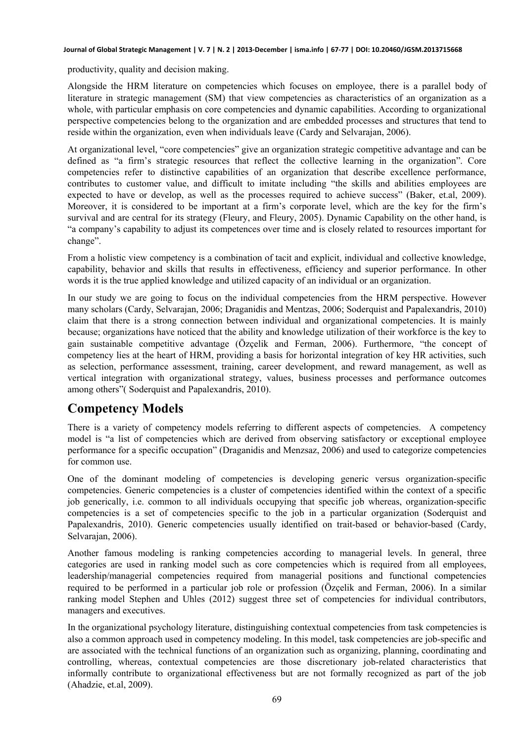productivity, quality and decision making.

Alongside the HRM literature on competencies which focuses on employee, there is a parallel body of literature in strategic management (SM) that view competencies as characteristics of an organization as a whole, with particular emphasis on core competencies and dynamic capabilities. According to organizational perspective competencies belong to the organization and are embedded processes and structures that tend to reside within the organization, even when individuals leave (Cardy and Selvarajan, 2006).

At organizational level, "core competencies" give an organization strategic competitive advantage and can be defined as "a firm's strategic resources that reflect the collective learning in the organization". Core competencies refer to distinctive capabilities of an organization that describe excellence performance, contributes to customer value, and difficult to imitate including "the skills and abilities employees are expected to have or develop, as well as the processes required to achieve success" (Baker, et.al, 2009). Moreover, it is considered to be important at a firm's corporate level, which are the key for the firm's survival and are central for its strategy (Fleury, and Fleury, 2005). Dynamic Capability on the other hand, is "a company's capability to adjust its competences over time and is closely related to resources important for change".

From a holistic view competency is a combination of tacit and explicit, individual and collective knowledge, capability, behavior and skills that results in effectiveness, efficiency and superior performance. In other words it is the true applied knowledge and utilized capacity of an individual or an organization.

In our study we are going to focus on the individual competencies from the HRM perspective. However many scholars (Cardy, Selvarajan, 2006; Draganidis and Mentzas, 2006; Soderquist and Papalexandris, 2010) claim that there is a strong connection between individual and organizational competencies. It is mainly because; organizations have noticed that the ability and knowledge utilization of their workforce is the key to gain sustainable competitive advantage (Özçelik and Ferman, 2006). Furthermore, "the concept of competency lies at the heart of HRM, providing a basis for horizontal integration of key HR activities, such as selection, performance assessment, training, career development, and reward management, as well as vertical integration with organizational strategy, values, business processes and performance outcomes among others"( Soderquist and Papalexandris, 2010).

## Competency Models

There is a variety of competency models referring to different aspects of competencies. A competency model is "a list of competencies which are derived from observing satisfactory or exceptional employee performance for a specific occupation" (Draganidis and Menzsaz, 2006) and used to categorize competencies for common use.

One of the dominant modeling of competencies is developing generic versus organization-specific competencies. Generic competencies is a cluster of competencies identified within the context of a specific job generically, i.e. common to all individuals occupying that specific job whereas, organization-specific competencies is a set of competencies specific to the job in a particular organization (Soderquist and Papalexandris, 2010). Generic competencies usually identified on trait-based or behavior-based (Cardy, Selvarajan, 2006).

Another famous modeling is ranking competencies according to managerial levels. In general, three categories are used in ranking model such as core competencies which is required from all employees, leadership/managerial competencies required from managerial positions and functional competencies required to be performed in a particular job role or profession (Özçelik and Ferman, 2006). In a similar ranking model Stephen and Uhles (2012) suggest three set of competencies for individual contributors, managers and executives.

In the organizational psychology literature, distinguishing contextual competencies from task competencies is also a common approach used in competency modeling. In this model, task competencies are job-specific and are associated with the technical functions of an organization such as organizing, planning, coordinating and controlling, whereas, contextual competencies are those discretionary job-related characteristics that informally contribute to organizational effectiveness but are not formally recognized as part of the job (Ahadzie, et.al, 2009).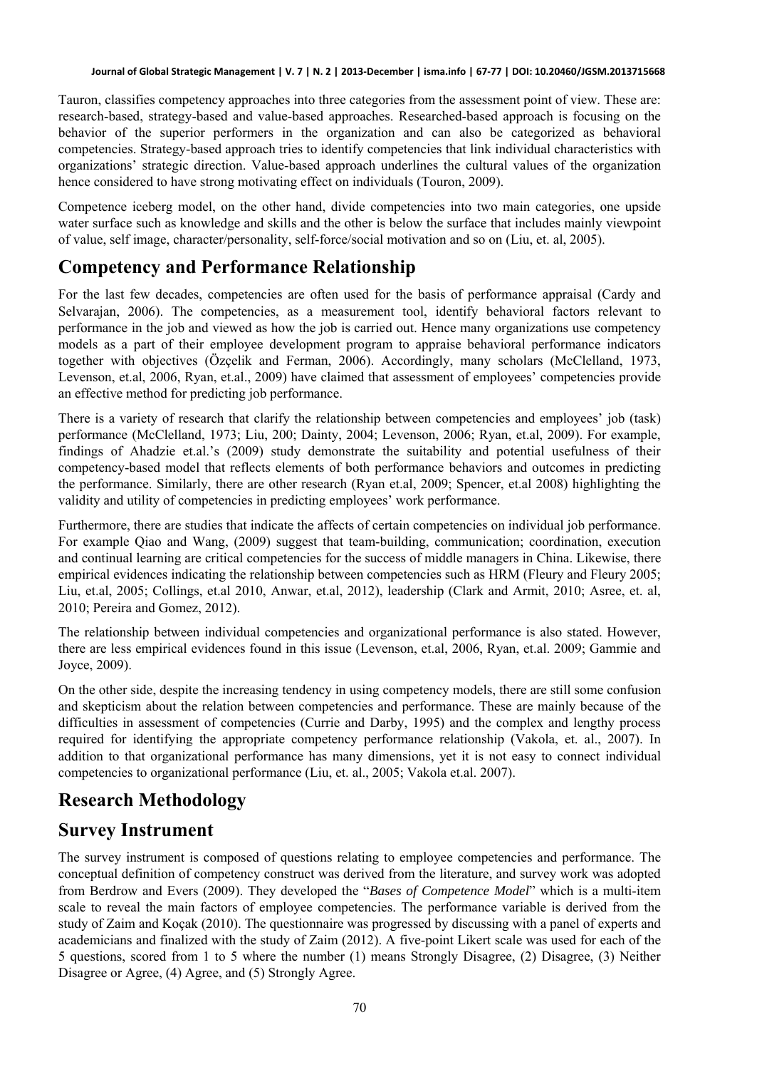Tauron, classifies competency approaches into three categories from the assessment point of view. These are: research-based, strategy-based and value-based approaches. Researched-based approach is focusing on the behavior of the superior performers in the organization and can also be categorized as behavioral competencies. Strategy-based approach tries to identify competencies that link individual characteristics with organizations' strategic direction. Value-based approach underlines the cultural values of the organization hence considered to have strong motivating effect on individuals (Touron, 2009).

Competence iceberg model, on the other hand, divide competencies into two main categories, one upside water surface such as knowledge and skills and the other is below the surface that includes mainly viewpoint of value, self image, character/personality, self-force/social motivation and so on (Liu, et. al, 2005).

## Competency and Performance Relationship

For the last few decades, competencies are often used for the basis of performance appraisal (Cardy and Selvarajan, 2006). The competencies, as a measurement tool, identify behavioral factors relevant to performance in the job and viewed as how the job is carried out. Hence many organizations use competency models as a part of their employee development program to appraise behavioral performance indicators together with objectives (Özçelik and Ferman, 2006). Accordingly, many scholars (McClelland, 1973, Levenson, et.al, 2006, Ryan, et.al., 2009) have claimed that assessment of employees' competencies provide an effective method for predicting job performance.

There is a variety of research that clarify the relationship between competencies and employees' job (task) performance (McClelland, 1973; Liu, 200; Dainty, 2004; Levenson, 2006; Ryan, et.al, 2009). For example, findings of Ahadzie et.al.'s (2009) study demonstrate the suitability and potential usefulness of their competency-based model that reflects elements of both performance behaviors and outcomes in predicting the performance. Similarly, there are other research (Ryan et.al, 2009; Spencer, et.al 2008) highlighting the validity and utility of competencies in predicting employees' work performance.

Furthermore, there are studies that indicate the affects of certain competencies on individual job performance. For example Qiao and Wang, (2009) suggest that team-building, communication; coordination, execution and continual learning are critical competencies for the success of middle managers in China. Likewise, there empirical evidences indicating the relationship between competencies such as HRM (Fleury and Fleury 2005; Liu, et.al, 2005; Collings, et.al 2010, Anwar, et.al, 2012), leadership (Clark and Armit, 2010; Asree, et. al, 2010; Pereira and Gomez, 2012).

The relationship between individual competencies and organizational performance is also stated. However, there are less empirical evidences found in this issue (Levenson, et.al, 2006, Ryan, et.al. 2009; Gammie and Joyce, 2009).

On the other side, despite the increasing tendency in using competency models, there are still some confusion and skepticism about the relation between competencies and performance. These are mainly because of the difficulties in assessment of competencies (Currie and Darby, 1995) and the complex and lengthy process required for identifying the appropriate competency performance relationship (Vakola, et. al., 2007). In addition to that organizational performance has many dimensions, yet it is not easy to connect individual competencies to organizational performance (Liu, et. al., 2005; Vakola et.al. 2007).

## Research Methodology

## Survey Instrument

The survey instrument is composed of questions relating to employee competencies and performance. The conceptual definition of competency construct was derived from the literature, and survey work was adopted from Berdrow and Evers (2009). They developed the "*Bases of Competence Model*" which is a multi-item scale to reveal the main factors of employee competencies. The performance variable is derived from the study of Zaim and Koçak (2010). The questionnaire was progressed by discussing with a panel of experts and academicians and finalized with the study of Zaim (2012). A five-point Likert scale was used for each of the 5 questions, scored from 1 to 5 where the number (1) means Strongly Disagree, (2) Disagree, (3) Neither Disagree or Agree, (4) Agree, and (5) Strongly Agree.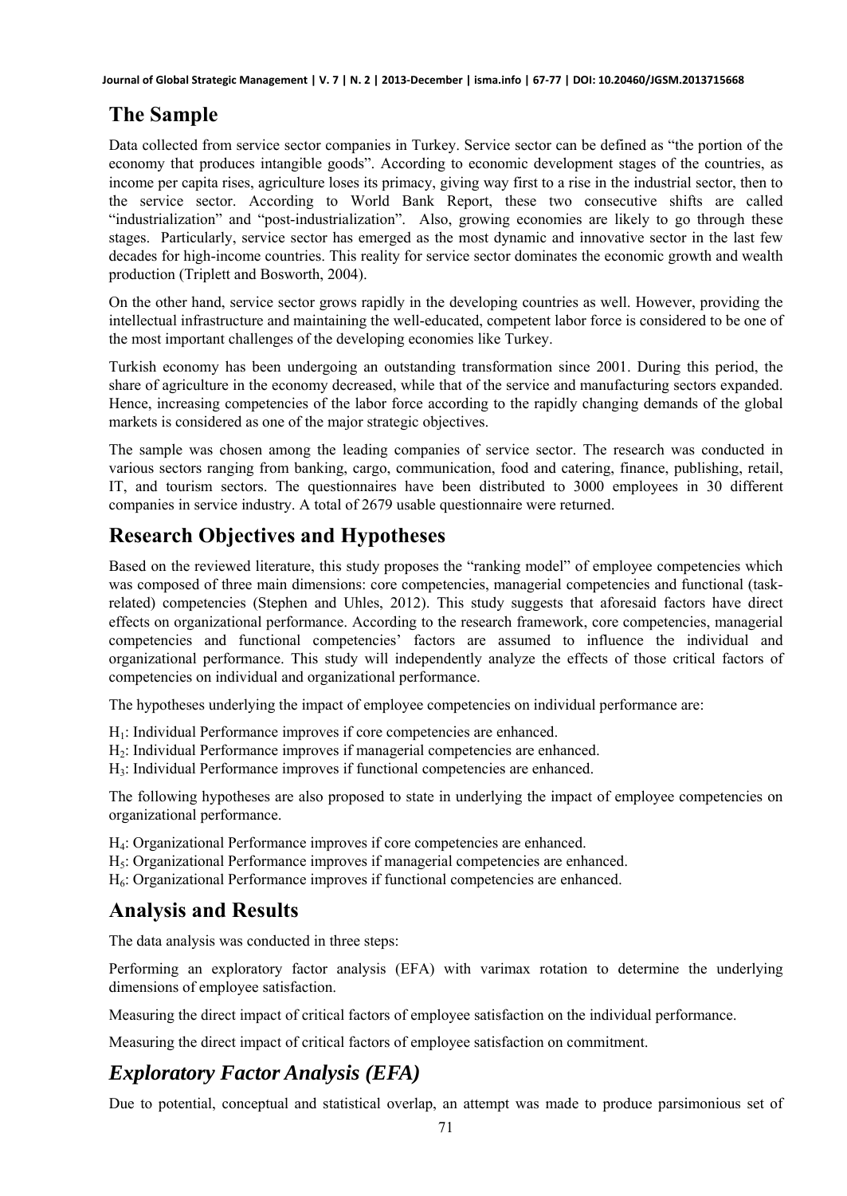## The Sample

Data collected from service sector companies in Turkey. Service sector can be defined as "the portion of the economy that produces intangible goods". According to economic development stages of the countries, as income per capita rises, agriculture loses its primacy, giving way first to a rise in the industrial sector, then to the service sector. According to World Bank Report, these two consecutive shifts are called "industrialization" and "post-industrialization". Also, growing economies are likely to go through these stages. Particularly, service sector has emerged as the most dynamic and innovative sector in the last few decades for high-income countries. This reality for service sector dominates the economic growth and wealth production (Triplett and Bosworth, 2004).

On the other hand, service sector grows rapidly in the developing countries as well. However, providing the intellectual infrastructure and maintaining the well-educated, competent labor force is considered to be one of the most important challenges of the developing economies like Turkey.

Turkish economy has been undergoing an outstanding transformation since 2001. During this period, the share of agriculture in the economy decreased, while that of the service and manufacturing sectors expanded. Hence, increasing competencies of the labor force according to the rapidly changing demands of the global markets is considered as one of the major strategic objectives.

The sample was chosen among the leading companies of service sector. The research was conducted in various sectors ranging from banking, cargo, communication, food and catering, finance, publishing, retail, IT, and tourism sectors. The questionnaires have been distributed to 3000 employees in 30 different companies in service industry. A total of 2679 usable questionnaire were returned.

## Research Objectives and Hypotheses

Based on the reviewed literature, this study proposes the "ranking model" of employee competencies which was composed of three main dimensions: core competencies, managerial competencies and functional (task-related) competencies (Stephen and Uhles, 2012). This study suggests that aforesaid factors have direct effects on organizational performance. According to the research framework, core competencies, managerial competencies and functional competencies' factors are assumed to influence the individual and organizational performance. This study will independently analyze the effects of those critical factors of competencies on individual and organizational performance.

The hypotheses underlying the impact of employee competencies on individual performance are:

$H_1$: Individual Performance improves if core competencies are enhanced.
$H_2$: Individual Performance improves if managerial competencies are enhanced.
$H_3$: Individual Performance improves if functional competencies are enhanced.

The following hypotheses are also proposed to state in underlying the impact of employee competencies on organizational performance.

$H_4$: Organizational Performance improves if core competencies are enhanced.
$H_5$: Organizational Performance improves if managerial competencies are enhanced.
$H_6$: Organizational Performance improves if functional competencies are enhanced.

## Analysis and Results

The data analysis was conducted in three steps:

Performing an exploratory factor analysis (EFA) with varimax rotation to determine the underlying dimensions of employee satisfaction.

Measuring the direct impact of critical factors of employee satisfaction on the individual performance.

Measuring the direct impact of critical factors of employee satisfaction on commitment.

### *Exploratory Factor Analysis (EFA)*

Due to potential, conceptual and statistical overlap, an attempt was made to produce parsimonious set of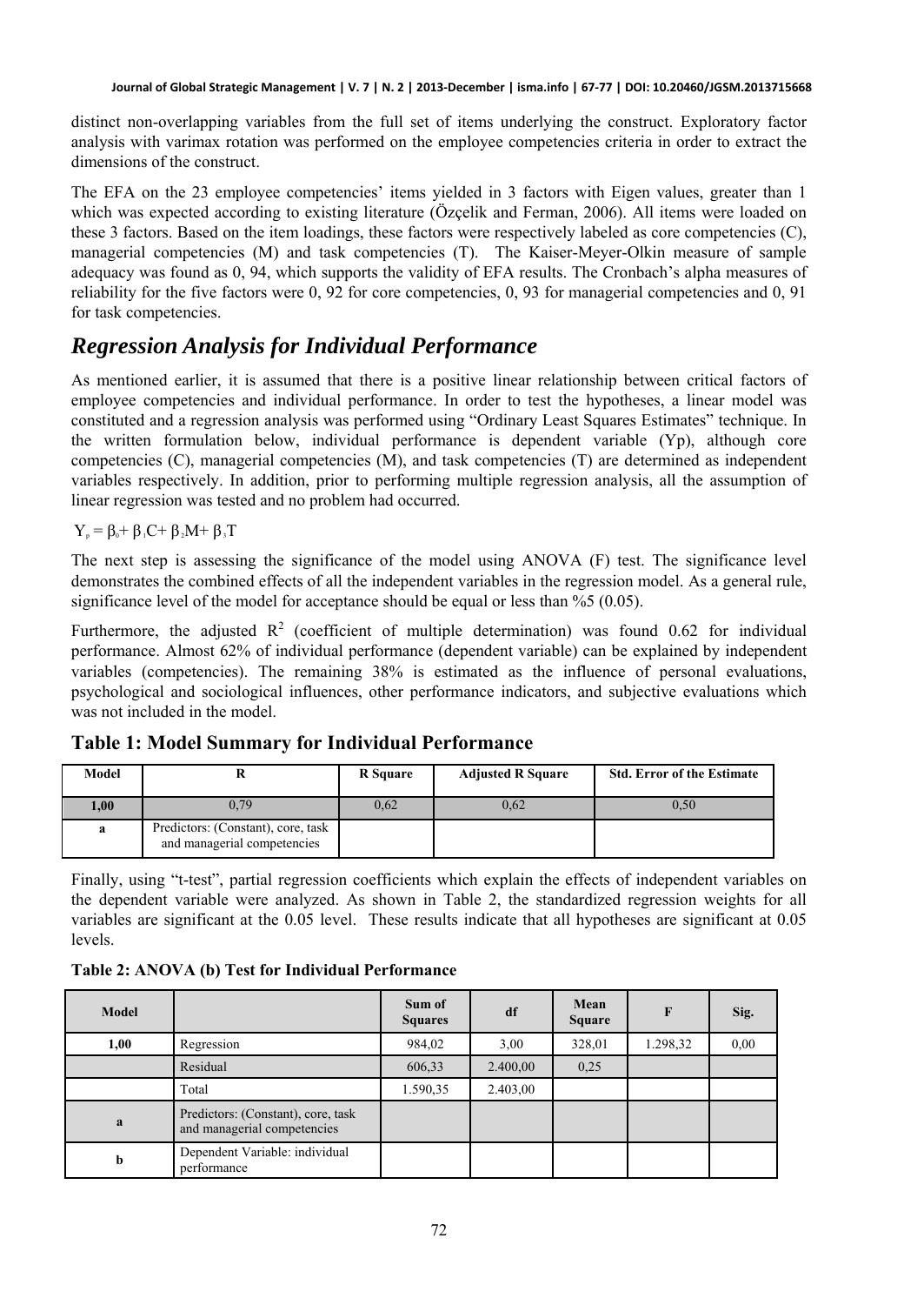distinct non-overlapping variables from the full set of items underlying the construct. Exploratory factor analysis with varimax rotation was performed on the employee competencies criteria in order to extract the dimensions of the construct.

The EFA on the 23 employee competencies' items yielded in 3 factors with Eigen values, greater than 1 which was expected according to existing literature (Özçelik and Ferman, 2006). All items were loaded on these 3 factors. Based on the item loadings, these factors were respectively labeled as core competencies (C), managerial competencies (M) and task competencies (T). The Kaiser-Meyer-Olkin measure of sample adequacy was found as 0, 94, which supports the validity of EFA results. The Cronbach's alpha measures of reliability for the five factors were 0, 92 for core competencies, 0, 93 for managerial competencies and 0, 91 for task competencies.

## *Regression Analysis for Individual Performance*

As mentioned earlier, it is assumed that there is a positive linear relationship between critical factors of employee competencies and individual performance. In order to test the hypotheses, a linear model was constituted and a regression analysis was performed using "Ordinary Least Squares Estimates" technique. In the written formulation below, individual performance is dependent variable (Yp), although core competencies (C), managerial competencies (M), and task competencies (T) are determined as independent variables respectively. In addition, prior to performing multiple regression analysis, all the assumption of linear regression was tested and no problem had occurred.

$$Y_p = \beta_0 + \beta_1 C + \beta_2 M + \beta_3 T$$

The next step is assessing the significance of the model using ANOVA (F) test. The significance level demonstrates the combined effects of all the independent variables in the regression model. As a general rule, significance level of the model for acceptance should be equal or less than %5 (0.05).

Furthermore, the adjusted $R^2$ (coefficient of multiple determination) was found 0.62 for individual performance. Almost 62% of individual performance (dependent variable) can be explained by independent variables (competencies). The remaining 38% is estimated as the influence of personal evaluations, psychological and sociological influences, other performance indicators, and subjective evaluations which was not included in the model.

**Table 1: Model Summary for Individual Performance**

| Model | R | R Square | Adjusted R Square | Std. Error of the Estimate |
|---|---|---|---|---|
| 1,00 | 0,79 | 0,62 | 0,62 | 0,50 |
| a | Predictors: (Constant), core, task and managerial competencies | | | |

Finally, using "t-test", partial regression coefficients which explain the effects of independent variables on the dependent variable were analyzed. As shown in Table 2, the standardized regression weights for all variables are significant at the 0.05 level. These results indicate that all hypotheses are significant at 0.05 levels.

**Table 2: ANOVA (b) Test for Individual Performance**

| Model | | Sum of Squares | df | Mean Square | F | Sig. |
|---|---|---|---|---|---|---|
| 1,00 | Regression | 984,02 | 3,00 | 328,01 | 1.298,32 | 0,00 |
| | Residual | 606,33 | 2.400,00 | 0,25 | | |
| | Total | 1.590,35 | 2.403,00 | | | |
| a | Predictors: (Constant), core, task and managerial competencies | | | | | |
| b | Dependent Variable: individual performance | | | | | |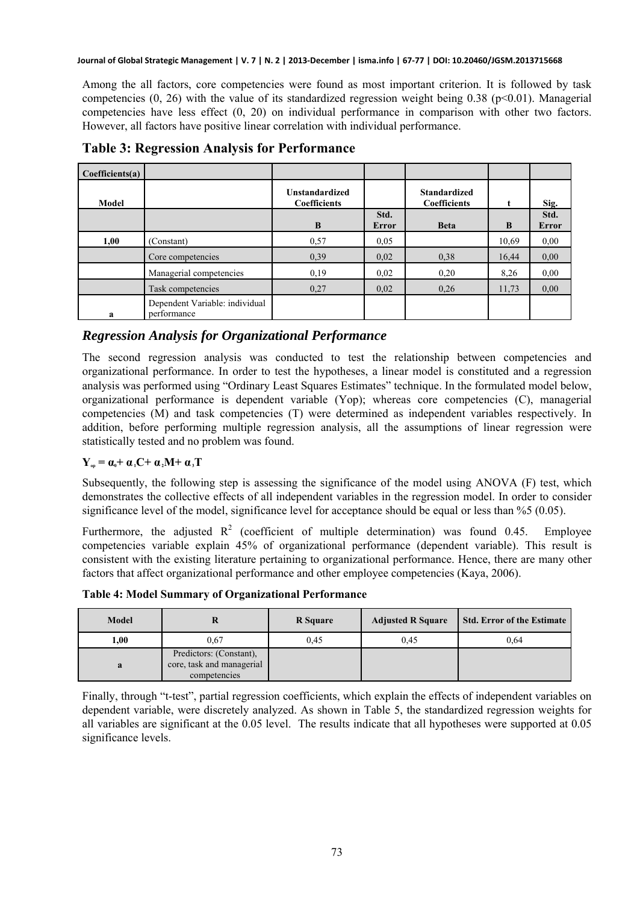Among the all factors, core competencies were found as most important criterion. It is followed by task competencies (0, 26) with the value of its standardized regression weight being 0.38 ($p<0.01$). Managerial competencies have less effect (0, 20) on individual performance in comparison with other two factors. However, all factors have positive linear correlation with individual performance.

**Table 3: Regression Analysis for Performance**

| Coefficients(a) | | | | | | |
|---|---|---|---|---|---|---|
| Model | | Unstandardized Coefficients | | Standardized Coefficients | t | Sig. |
| | | B | Std. Error | Beta | B | Std. Error |
| 1,00 | (Constant) | 0,57 | 0,05 | | 10,69 | 0,00 |
| | Core competencies | 0,39 | 0,02 | 0,38 | 16,44 | 0,00 |
| | Managerial competencies | 0,19 | 0,02 | 0,20 | 8,26 | 0,00 |
| | Task competencies | 0,27 | 0,02 | 0,26 | 11,73 | 0,00 |
| a | Dependent Variable: individual performance | | | | | |

### *Regression Analysis for Organizational Performance*

The second regression analysis was conducted to test the relationship between competencies and organizational performance. In order to test the hypotheses, a linear model is constituted and a regression analysis was performed using "Ordinary Least Squares Estimates" technique. In the formulated model below, organizational performance is dependent variable (Yop); whereas core competencies (C), managerial competencies (M) and task competencies (T) were determined as independent variables respectively. In addition, before performing multiple regression analysis, all the assumptions of linear regression were statistically tested and no problem was found.

$$Y_{op} = \alpha_0 + \alpha_1 C + \alpha_2 M + \alpha_3 T$$

Subsequently, the following step is assessing the significance of the model using ANOVA (F) test, which demonstrates the collective effects of all independent variables in the regression model. In order to consider significance level of the model, significance level for acceptance should be equal or less than %5 (0.05).

Furthermore, the adjusted $R^2$ (coefficient of multiple determination) was found 0.45. Employee competencies variable explain 45% of organizational performance (dependent variable). This result is consistent with the existing literature pertaining to organizational performance. Hence, there are many other factors that affect organizational performance and other employee competencies (Kaya, 2006).

**Table 4: Model Summary of Organizational Performance**

| Model | R | R Square | Adjusted R Square | Std. Error of the Estimate |
|---|---|---|---|---|
| 1,00 | 0,67 | 0,45 | 0,45 | 0,64 |
| a | Predictors: (Constant), core, task and managerial competencies | | | |

Finally, through "t-test", partial regression coefficients, which explain the effects of independent variables on dependent variable, were discretely analyzed. As shown in Table 5, the standardized regression weights for all variables are significant at the 0.05 level. The results indicate that all hypotheses were supported at 0.05 significance levels.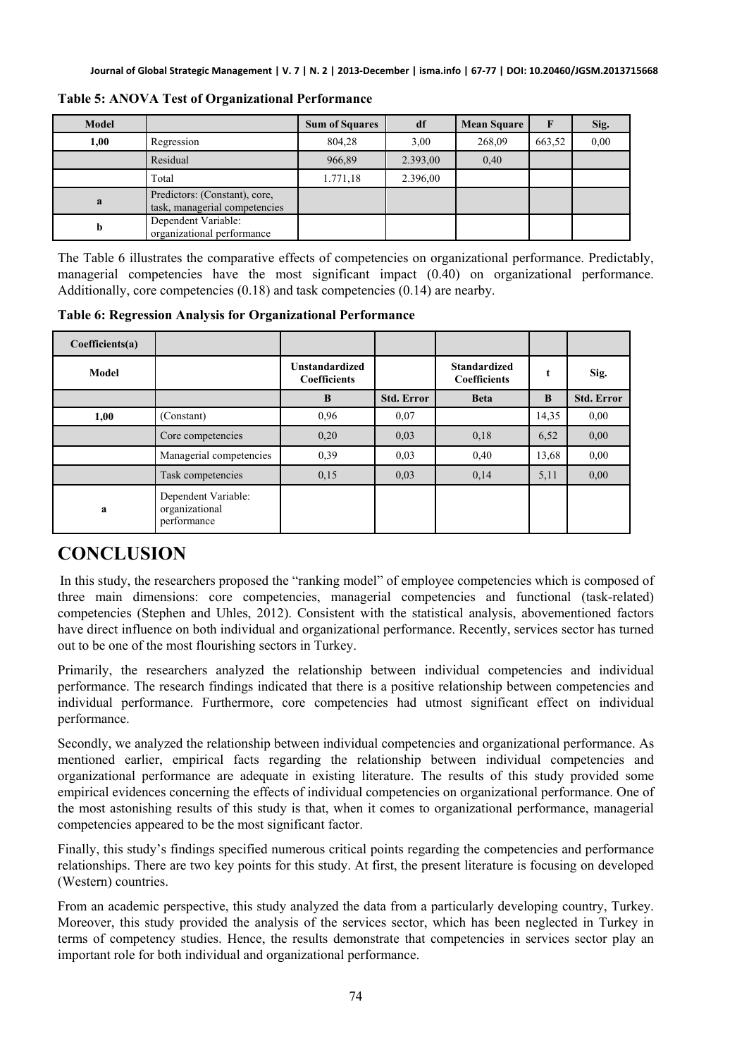**Table 5: ANOVA Test of Organizational Performance**

| Model | | Sum of Squares | df | Mean Square | F | Sig. |
|---|---|---|---|---|---|---|
| 1,00 | Regression | 804,28 | 3,00 | 268,09 | 663,52 | 0,00 |
| | Residual | 966,89 | 2.393,00 | 0,40 | | |
| | Total | 1.771,18 | 2.396,00 | | | |
| a | Predictors: (Constant), core, task, managerial competencies | | | | | |
| b | Dependent Variable: organizational performance | | | | | |

The Table 6 illustrates the comparative effects of competencies on organizational performance. Predictably, managerial competencies have the most significant impact (0.40) on organizational performance. Additionally, core competencies (0.18) and task competencies (0.14) are nearby.

**Table 6: Regression Analysis for Organizational Performance**

| Coefficients(a) | | | | | | |
|---|---|---|---|---|---|---|
| Model | | Unstandardized Coefficients | | Standardized Coefficients | t | Sig. |
| | | B | Std. Error | Beta | B | Std. Error |
| 1,00 | (Constant) | 0,96 | 0,07 | | 14,35 | 0,00 |
| | Core competencies | 0,20 | 0,03 | 0,18 | 6,52 | 0,00 |
| | Managerial competencies | 0,39 | 0,03 | 0,40 | 13,68 | 0,00 |
| | Task competencies | 0,15 | 0,03 | 0,14 | 5,11 | 0,00 |
| a | Dependent Variable: organizational performance | | | | | |

# CONCLUSION

In this study, the researchers proposed the "ranking model" of employee competencies which is composed of three main dimensions: core competencies, managerial competencies and functional (task-related) competencies (Stephen and Uhles, 2012). Consistent with the statistical analysis, abovementioned factors have direct influence on both individual and organizational performance. Recently, services sector has turned out to be one of the most flourishing sectors in Turkey.

Primarily, the researchers analyzed the relationship between individual competencies and individual performance. The research findings indicated that there is a positive relationship between competencies and individual performance. Furthermore, core competencies had utmost significant effect on individual performance.

Secondly, we analyzed the relationship between individual competencies and organizational performance. As mentioned earlier, empirical facts regarding the relationship between individual competencies and organizational performance are adequate in existing literature. The results of this study provided some empirical evidences concerning the effects of individual competencies on organizational performance. One of the most astonishing results of this study is that, when it comes to organizational performance, managerial competencies appeared to be the most significant factor.

Finally, this study's findings specified numerous critical points regarding the competencies and performance relationships. There are two key points for this study. At first, the present literature is focusing on developed (Western) countries.

From an academic perspective, this study analyzed the data from a particularly developing country, Turkey. Moreover, this study provided the analysis of the services sector, which has been neglected in Turkey in terms of competency studies. Hence, the results demonstrate that competencies in services sector play an important role for both individual and organizational performance.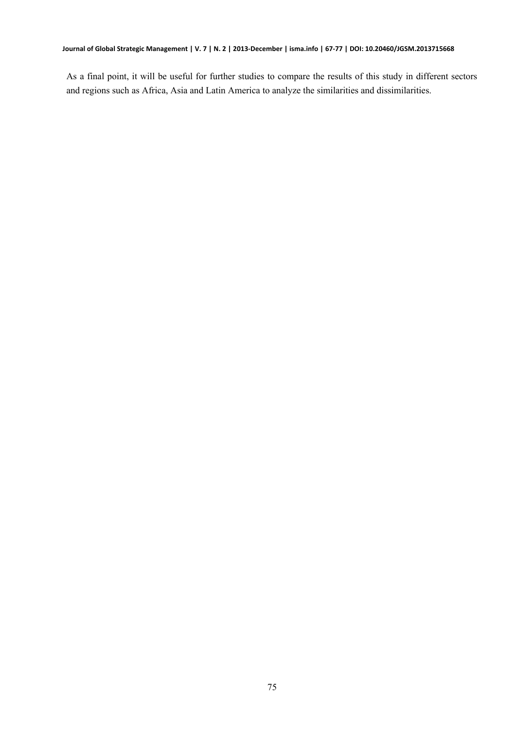As a final point, it will be useful for further studies to compare the results of this study in different sectors and regions such as Africa, Asia and Latin America to analyze the similarities and dissimilarities.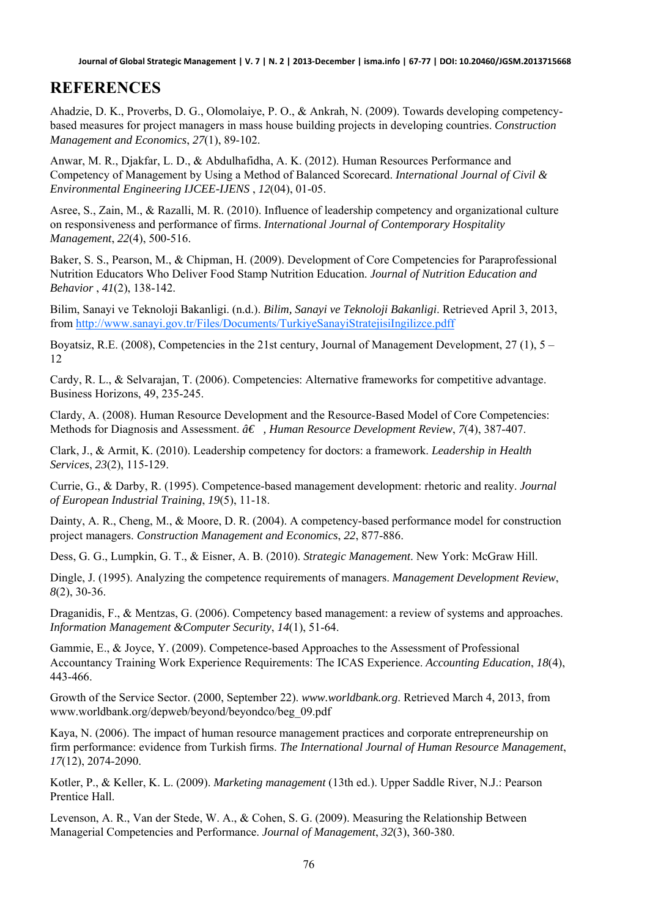# REFERENCES

Ahadzie, D. K., Proverbs, D. G., Olomolaiye, P. O., & Ankrah, N. (2009). Towards developing competency-based measures for project managers in mass house building projects in developing countries. *Construction Management and Economics*, *27*(1), 89-102.

Anwar, M. R., Djakfar, L. D., & Abdulhafidha, A. K. (2012). Human Resources Performance and Competency of Management by Using a Method of Balanced Scorecard. *International Journal of Civil & Environmental Engineering IJCEE-IJENS* , *12*(04), 01-05.

Asree, S., Zain, M., & Razalli, M. R. (2010). Influence of leadership competency and organizational culture on responsiveness and performance of firms. *International Journal of Contemporary Hospitality Management*, *22*(4), 500-516.

Baker, S. S., Pearson, M., & Chipman, H. (2009). Development of Core Competencies for Paraprofessional Nutrition Educators Who Deliver Food Stamp Nutrition Education. *Journal of Nutrition Education and Behavior* , *41*(2), 138-142.

Bilim, Sanayi ve Teknoloji Bakanligi. (n.d.). *Bilim, Sanayi ve Teknoloji Bakanligi*. Retrieved April 3, 2013, from http://www.sanayi.gov.tr/Files/Documents/TurkiyeSanayiStratejisiIngilizce.pdff

Boyatsiz, R.E. (2008), Competencies in the 21st century, Journal of Management Development, 27 (1), 5 – 12

Cardy, R. L., & Selvarajan, T. (2006). Competencies: Alternative frameworks for competitive advantage. Business Horizons, 49, 235-245.

Clardy, A. (2008). Human Resource Development and the Resource-Based Model of Core Competencies: Methods for Diagnosis and Assessment. *â€ , Human Resource Development Review*, *7*(4), 387-407.

Clark, J., & Armit, K. (2010). Leadership competency for doctors: a framework. *Leadership in Health Services*, *23*(2), 115-129.

Currie, G., & Darby, R. (1995). Competence-based management development: rhetoric and reality. *Journal of European Industrial Training*, *19*(5), 11-18.

Dainty, A. R., Cheng, M., & Moore, D. R. (2004). A competency-based performance model for construction project managers. *Construction Management and Economics*, *22*, 877-886.

Dess, G. G., Lumpkin, G. T., & Eisner, A. B. (2010). *Strategic Management*. New York: McGraw Hill.

Dingle, J. (1995). Analyzing the competence requirements of managers. *Management Development Review*, *8*(2), 30-36.

Draganidis, F., & Mentzas, G. (2006). Competency based management: a review of systems and approaches. *Information Management &Computer Security*, *14*(1), 51-64.

Gammie, E., & Joyce, Y. (2009). Competence-based Approaches to the Assessment of Professional Accountancy Training Work Experience Requirements: The ICAS Experience. *Accounting Education*, *18*(4), 443-466.

Growth of the Service Sector. (2000, September 22). *www.worldbank.org*. Retrieved March 4, 2013, from www.worldbank.org/depweb/beyond/beyondco/beg_09.pdf

Kaya, N. (2006). The impact of human resource management practices and corporate entrepreneurship on firm performance: evidence from Turkish firms. *The International Journal of Human Resource Management*, *17*(12), 2074-2090.

Kotler, P., & Keller, K. L. (2009). *Marketing management* (13th ed.). Upper Saddle River, N.J.: Pearson Prentice Hall.

Levenson, A. R., Van der Stede, W. A., & Cohen, S. G. (2009). Measuring the Relationship Between Managerial Competencies and Performance. *Journal of Management*, *32*(3), 360-380.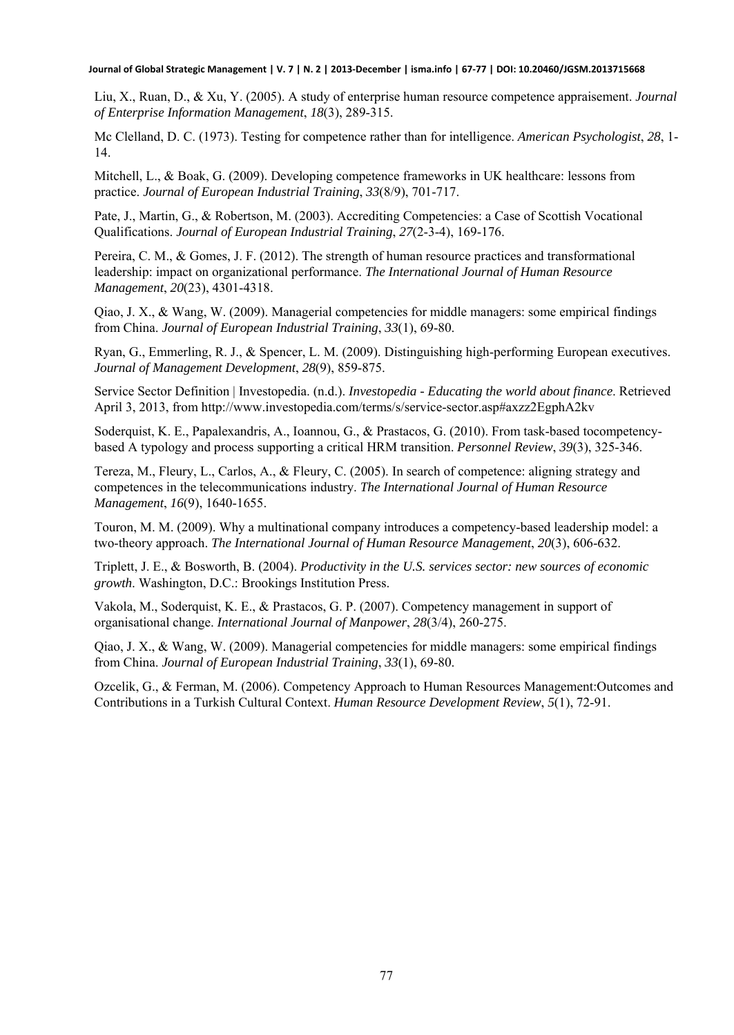Liu, X., Ruan, D., & Xu, Y. (2005). A study of enterprise human resource competence appraisement. *Journal of Enterprise Information Management*, *18*(3), 289-315.

Mc Clelland, D. C. (1973). Testing for competence rather than for intelligence. *American Psychologist*, *28*, 1-14.

Mitchell, L., & Boak, G. (2009). Developing competence frameworks in UK healthcare: lessons from practice. *Journal of European Industrial Training*, *33*(8/9), 701-717.

Pate, J., Martin, G., & Robertson, M. (2003). Accrediting Competencies: a Case of Scottish Vocational Qualifications. *Journal of European Industrial Training*, *27*(2-3-4), 169-176.

Pereira, C. M., & Gomes, J. F. (2012). The strength of human resource practices and transformational leadership: impact on organizational performance. *The International Journal of Human Resource Management*, *20*(23), 4301-4318.

Qiao, J. X., & Wang, W. (2009). Managerial competencies for middle managers: some empirical findings from China. *Journal of European Industrial Training*, *33*(1), 69-80.

Ryan, G., Emmerling, R. J., & Spencer, L. M. (2009). Distinguishing high-performing European executives. *Journal of Management Development*, *28*(9), 859-875.

Service Sector Definition | Investopedia. (n.d.). *Investopedia - Educating the world about finance*. Retrieved April 3, 2013, from http://www.investopedia.com/terms/s/service-sector.asp#axzz2EgphA2kv

Soderquist, K. E., Papalexandris, A., Ioannou, G., & Prastacos, G. (2010). From task-based tocompetency-based A typology and process supporting a critical HRM transition. *Personnel Review*, *39*(3), 325-346.

Tereza, M., Fleury, L., Carlos, A., & Fleury, C. (2005). In search of competence: aligning strategy and competences in the telecommunications industry. *The International Journal of Human Resource Management*, *16*(9), 1640-1655.

Touron, M. M. (2009). Why a multinational company introduces a competency-based leadership model: a two-theory approach. *The International Journal of Human Resource Management*, *20*(3), 606-632.

Triplett, J. E., & Bosworth, B. (2004). *Productivity in the U.S. services sector: new sources of economic growth*. Washington, D.C.: Brookings Institution Press.

Vakola, M., Soderquist, K. E., & Prastacos, G. P. (2007). Competency management in support of organisational change. *International Journal of Manpower*, *28*(3/4), 260-275.

Qiao, J. X., & Wang, W. (2009). Managerial competencies for middle managers: some empirical findings from China. *Journal of European Industrial Training*, *33*(1), 69-80.

Ozcelik, G., & Ferman, M. (2006). Competency Approach to Human Resources Management:Outcomes and Contributions in a Turkish Cultural Context. *Human Resource Development Review*, *5*(1), 72-91.